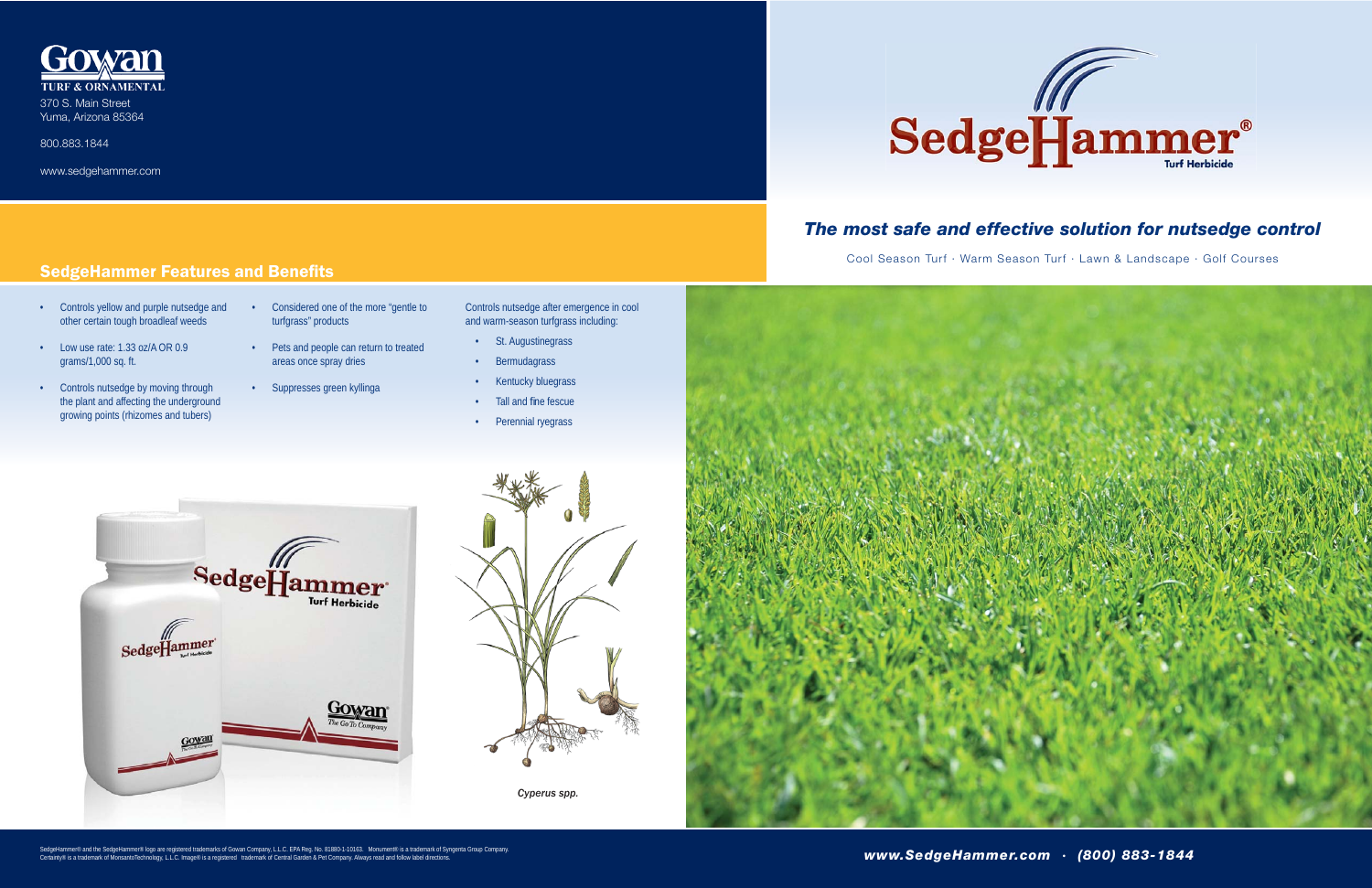Gowan

TURF & ORNAMENTAL

370 S. Main Street
Yuma, Arizona 85364

800.883.1844

www.sedgehammer.com

# SedgeHammer® Turf Herbicide

## *The most safe and effective solution for nutsedge control*

Cool Season Turf · Warm Season Turf · Lawn & Landscape · Golf Courses

## SedgeHammer Features and Benefits

- Controls yellow and purple nutsedge and other certain tough broadleaf weeds
- Low use rate: 1.33 oz/A OR 0.9 grams/1,000 sq. ft.
- Controls nutsedge by moving through the plant and affecting the underground growing points (rhizomes and tubers)
- Considered one of the more "gentle to turfgrass" products
- Pets and people can return to treated areas once spray dries
- Suppresses green kyllinga

Controls nutsedge after emergence in cool and warm-season turfgrass including:

- St. Augustinegrass
- Bermudagrass
- Kentucky bluegrass
- Tall and fine fescue
- Perennial ryegrass

*Cyperus spp.*

SedgeHammer® and the SedgeHammer® logo are registered trademarks of Gowan Company, L.L.C. EPA Reg. No. 81880-1-10163. Monument® is a trademark of Syngenta Group Company. Certainty® is a trademark of MonsantoTechnology, L.L.C. Image® is a registered trademark of Central Garden & Pet Company. Always read and follow label directions.

*www.SedgeHammer.com · (800) 883-1844*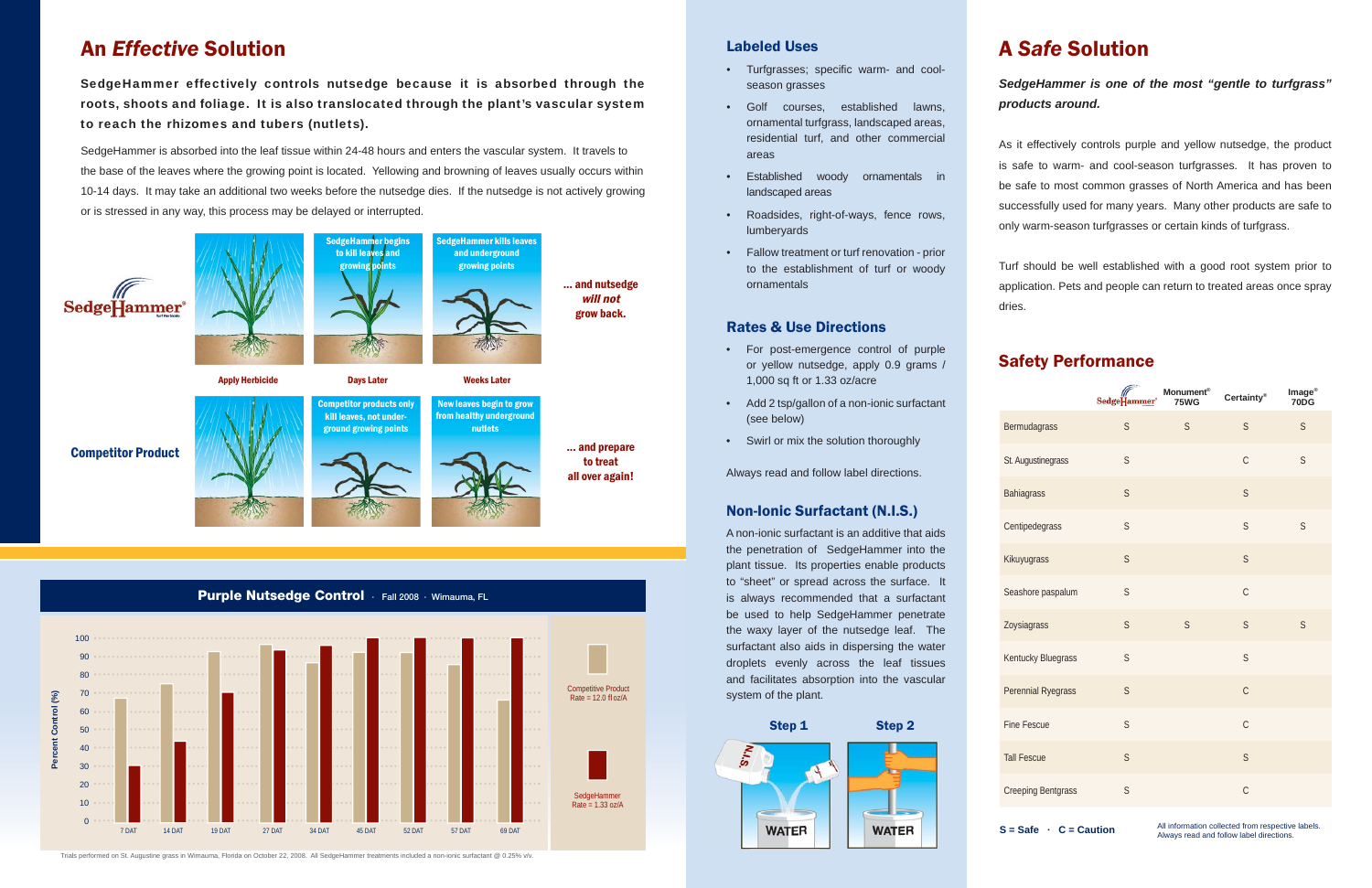## An *Effective* Solution

**SedgeHammer effectively controls nutsedge because it is absorbed through the roots, shoots and foliage. It is also translocated through the plant's vascular system to reach the rhizomes and tubers (nutlets).**

SedgeHammer is absorbed into the leaf tissue within 24-48 hours and enters the vascular system. It travels to the base of the leaves where the growing point is located. Yellowing and browning of leaves usually occurs within 10-14 days. It may take an additional two weeks before the nutsedge dies. If the nutsedge is not actively growing or is stressed in any way, this process may be delayed or interrupted.

SedgeHammer®

Apply Herbicide

SedgeHammer begins to kill leaves and growing points

Days Later

SedgeHammer kills leaves and underground growing points

Weeks Later

... and nutsedge *will not* grow back.

Competitor Product

Competitor products only kill leaves, not underground growing points

New leaves begin to grow from healthy underground nutlets

... and prepare to treat all over again!

**Purple Nutsedge Control** · Fall 2008 · Wimauma, FL

Percent Control (%)

100
90
80
70
60
50
40
30
20
10
0

7 DAT
14 DAT
19 DAT
27 DAT
34 DAT
45 DAT
52 DAT
57 DAT
69 DAT

Competitive Product Rate = 12.0 fl oz/A

SedgeHammer Rate = 1.33 oz/A

Trials performed on St. Augustine grass in Wimauma, Florida on October 22, 2008. All SedgeHammer treatments included a non-ionic surfactant @ 0.25% v/v.

### Labeled Uses

- Turfgrasses; specific warm- and cool-season grasses
- Golf courses, established lawns, ornamental turfgrass, landscaped areas, residential turf, and other commercial areas
- Established woody ornamentals in landscaped areas
- Roadsides, right-of-ways, fence rows, lumberyards
- Fallow treatment or turf renovation - prior to the establishment of turf or woody ornamentals

### Rates & Use Directions

- For post-emergence control of purple or yellow nutsedge, apply 0.9 grams / 1,000 sq ft or 1.33 oz/acre
- Add 2 tsp/gallon of a non-ionic surfactant (see below)
- Swirl or mix the solution thoroughly

Always read and follow label directions.

### Non-Ionic Surfactant (N.I.S.)

A non-ionic surfactant is an additive that aids the penetration of SedgeHammer into the plant tissue. Its properties enable products to "sheet" or spread across the surface. It is always recommended that a surfactant be used to help SedgeHammer penetrate the waxy layer of the nutsedge leaf. The surfactant also aids in dispersing the water droplets evenly across the leaf tissues and facilitates absorption into the vascular system of the plant.

Step 1

Step 2

N.I.S.

WATER

WATER

## A *Safe* Solution

***SedgeHammer is one of the most "gentle to turfgrass" products around.***

As it effectively controls purple and yellow nutsedge, the product is safe to warm- and cool-season turfgrasses. It has proven to be safe to most common grasses of North America and has been successfully used for many years. Many other products are safe to only warm-season turfgrasses or certain kinds of turfgrass.

Turf should be well established with a good root system prior to application. Pets and people can return to treated areas once spray dries.

### Safety Performance

| | SedgeHammer® | Monument® 75WG | Certainty® | Image® 70DG |
|---|---|---|---|---|
| Bermudagrass | S | S | S | S |
| St. Augustinegrass | S | | C | S |
| Bahiagrass | S | | S | |
| Centipedegrass | S | | S | S |
| Kikuyugrass | S | | S | |
| Seashore paspalum | S | | C | |
| Zoysiagrass | S | S | S | S |
| Kentucky Bluegrass | S | | S | |
| Perennial Ryegrass | S | | C | |
| Fine Fescue | S | | C | |
| Tall Fescue | S | | S | |
| Creeping Bentgrass | S | | C | |

**S = Safe · C = Caution**

All information collected from respective labels. Always read and follow label directions.